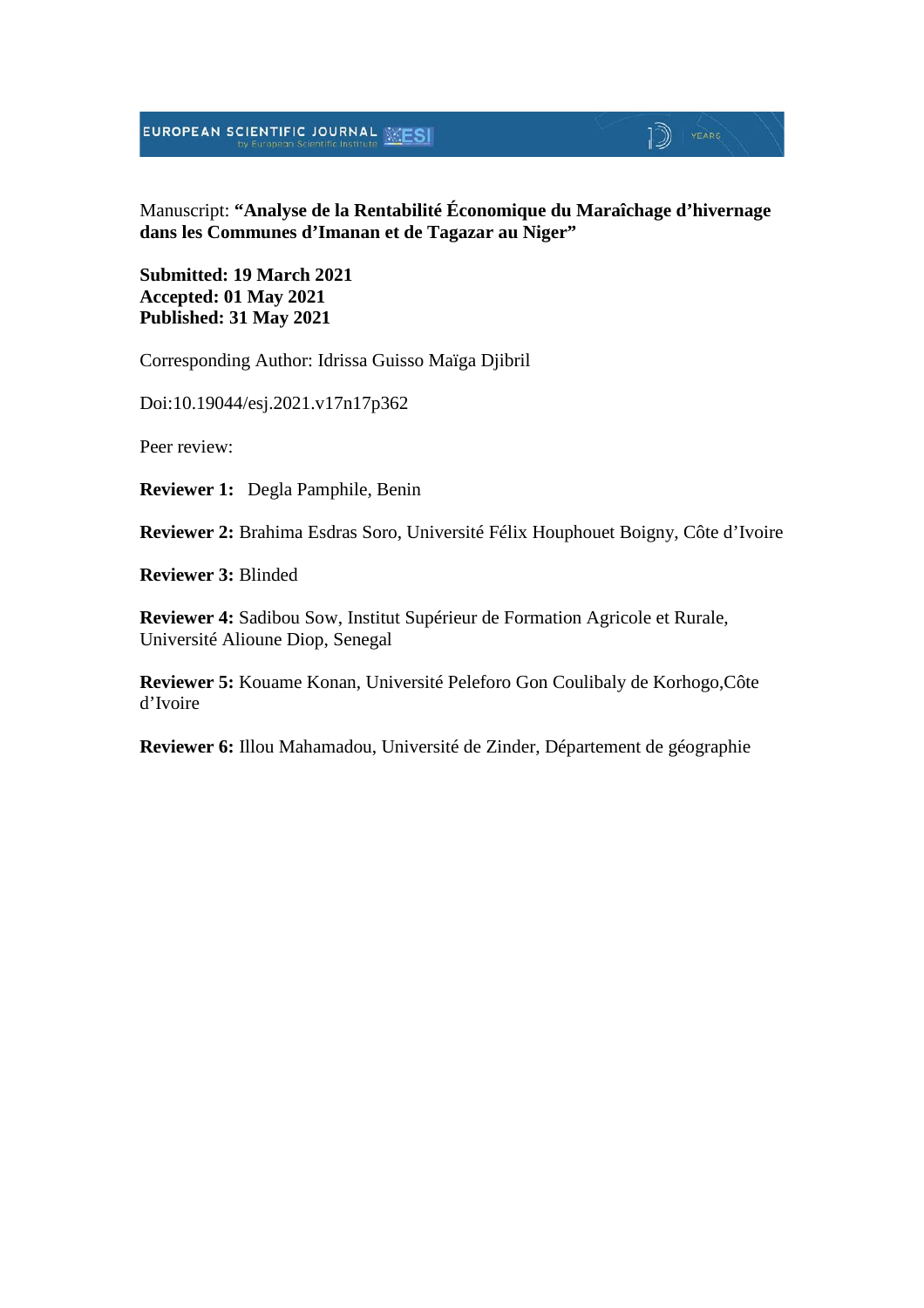Manuscript: **“Analyse de la Rentabilité Économique du Maraîchage d’hivernage dans les Communes d’Imanan et de Tagazar au Niger”**

**Submitted: 19 March 2021**
**Accepted: 01 May 2021**
**Published: 31 May 2021**

Corresponding Author: Idrissa Guisso Maïga Djibril

Doi:10.19044/esj.2021.v17n17p362

Peer review:

**Reviewer 1:** Degla Pamphile, Benin

**Reviewer 2:** Brahima Esdras Soro, Université Félix Houphouet Boigny, Côte d’Ivoire

**Reviewer 3:** Blinded

**Reviewer 4:** Sadibou Sow, Institut Supérieur de Formation Agricole et Rurale, Université Alioune Diop, Senegal

**Reviewer 5:** Kouame Konan, Université Peleforo Gon Coulibaly de Korhogo,Côte d’Ivoire

**Reviewer 6:** Illou Mahamadou, Université de Zinder, Département de géographie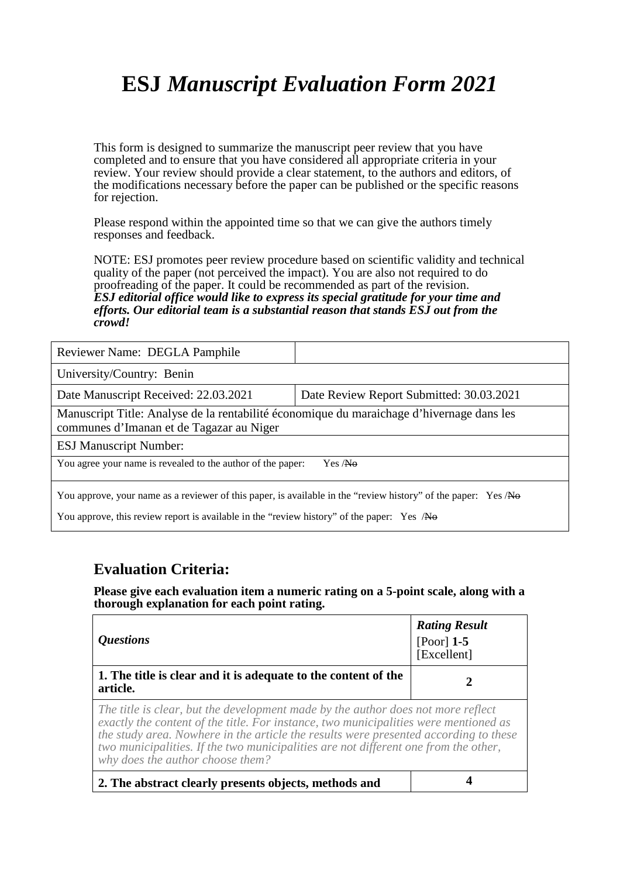# ESJ *Manuscript Evaluation Form 2021*

This form is designed to summarize the manuscript peer review that you have completed and to ensure that you have considered all appropriate criteria in your review. Your review should provide a clear statement, to the authors and editors, of the modifications necessary before the paper can be published or the specific reasons for rejection.

Please respond within the appointed time so that we can give the authors timely responses and feedback.

NOTE: ESJ promotes peer review procedure based on scientific validity and technical quality of the paper (not perceived the impact). You are also not required to do proofreading of the paper. It could be recommended as part of the revision.
***ESJ editorial office would like to express its special gratitude for your time and efforts. Our editorial team is a substantial reason that stands ESJ out from the crowd!***

| Reviewer Name: DEGLA Pamphile | |
|---|---|
| University/Country: Benin | |
| Date Manuscript Received: 22.03.2021 | Date Review Report Submitted: 30.03.2021 |
| Manuscript Title: Analyse de la rentabilité économique du maraichage d'hivernage dans les communes d'Imanan et de Tagazar au Niger | |
| ESJ Manuscript Number: | |
| You agree your name is revealed to the author of the paper: Yes /~~No~~ | |
| You approve, your name as a reviewer of this paper, is available in the "review history" of the paper: Yes /~~No~~<br>You approve, this review report is available in the "review history" of the paper: Yes /~~No~~ | |

## Evaluation Criteria:

**Please give each evaluation item a numeric rating on a 5-point scale, along with a thorough explanation for each point rating.**

| *Questions* | ***Rating Result*** [Poor] **1-5** [Excellent] |
|---|---|
| **1. The title is clear and it is adequate to the content of the article.** | **2** |
| *The title is clear, but the development made by the author does not more reflect exactly the content of the title. For instance, two municipalities were mentioned as the study area. Nowhere in the article the results were presented according to these two municipalities. If the two municipalities are not different one from the other, why does the author choose them?* | |
| **2. The abstract clearly presents objects, methods and** | **4** |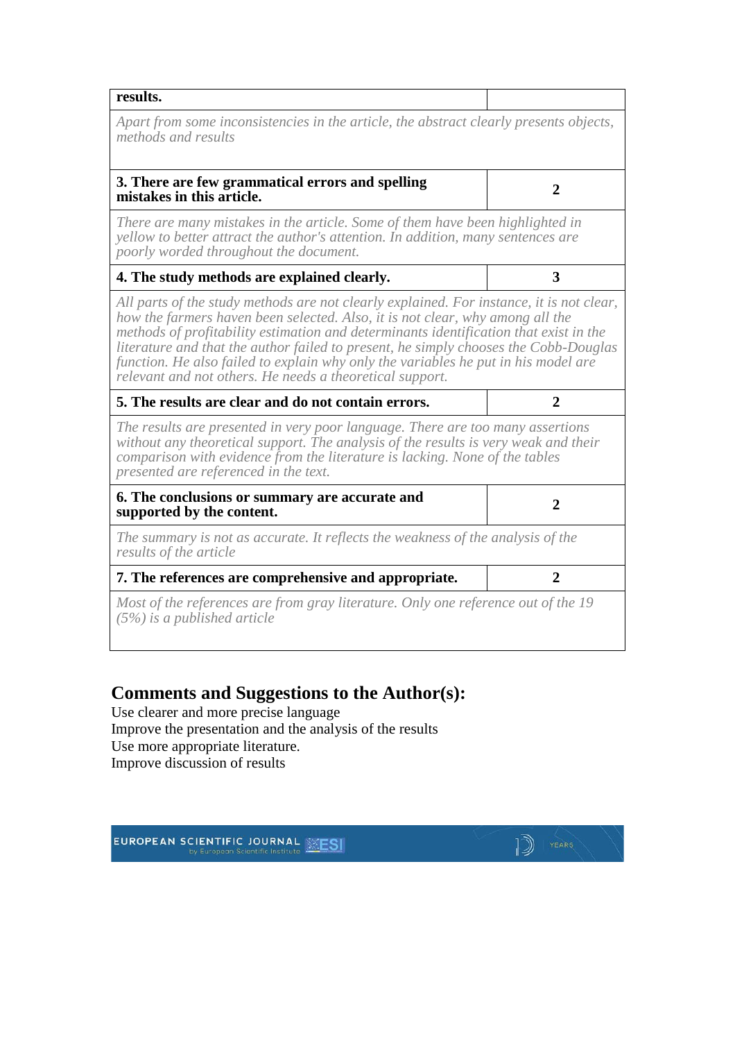| **results.** | |
|---|---|
| *Apart from some inconsistencies in the article, the abstract clearly presents objects, methods and results* | |
| **3. There are few grammatical errors and spelling mistakes in this article.** | **2** |
| *There are many mistakes in the article. Some of them have been highlighted in yellow to better attract the author's attention. In addition, many sentences are poorly worded throughout the document.* | |
| **4. The study methods are explained clearly.** | **3** |
| *All parts of the study methods are not clearly explained. For instance, it is not clear, how the farmers haven been selected. Also, it is not clear, why among all the methods of profitability estimation and determinants identification that exist in the literature and that the author failed to present, he simply chooses the Cobb-Douglas function. He also failed to explain why only the variables he put in his model are relevant and not others. He needs a theoretical support.* | |
| **5. The results are clear and do not contain errors.** | **2** |
| *The results are presented in very poor language. There are too many assertions without any theoretical support. The analysis of the results is very weak and their comparison with evidence from the literature is lacking. None of the tables presented are referenced in the text.* | |
| **6. The conclusions or summary are accurate and supported by the content.** | **2** |
| *The summary is not as accurate. It reflects the weakness of the analysis of the results of the article* | |
| **7. The references are comprehensive and appropriate.** | **2** |
| *Most of the references are from gray literature. Only one reference out of the 19 (5%) is a published article* | |

## Comments and Suggestions to the Author(s):

Use clearer and more precise language
Improve the presentation and the analysis of the results
Use more appropriate literature.
Improve discussion of results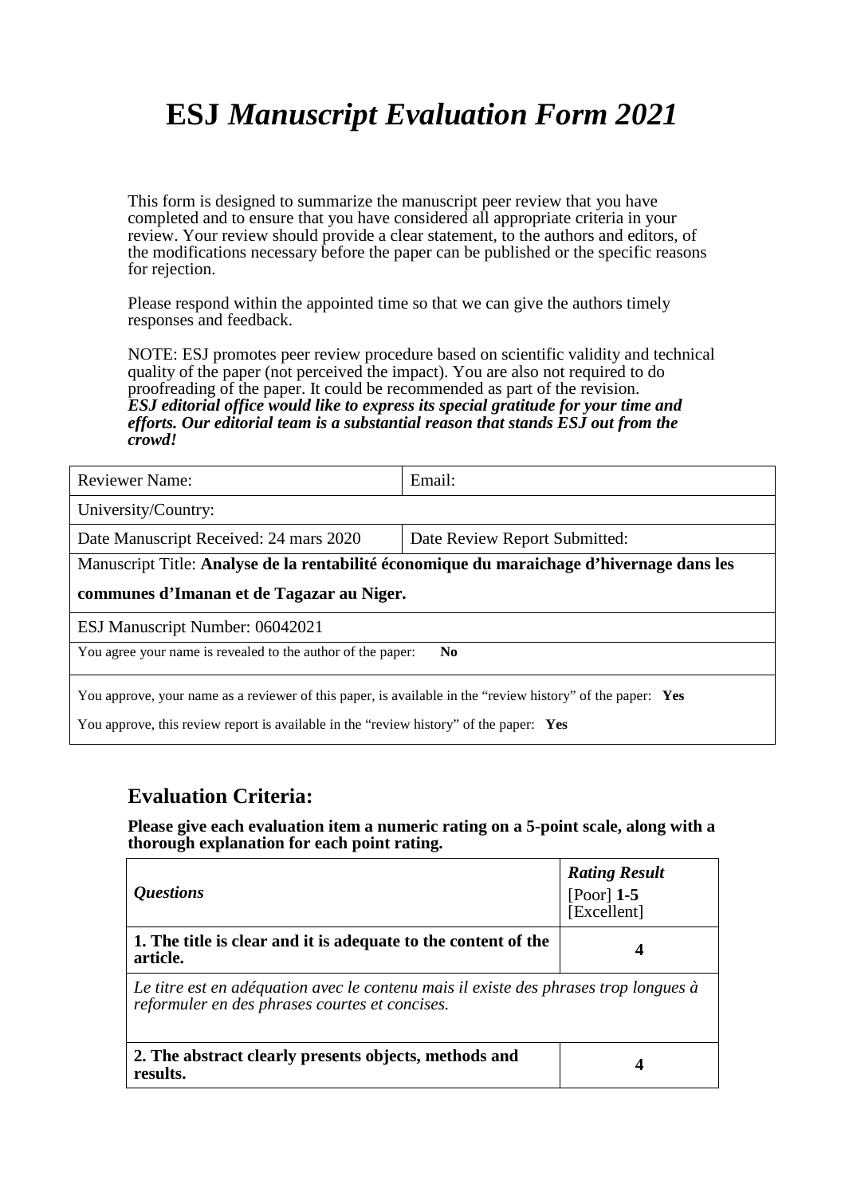# ESJ *Manuscript Evaluation Form 2021*

This form is designed to summarize the manuscript peer review that you have completed and to ensure that you have considered all appropriate criteria in your review. Your review should provide a clear statement, to the authors and editors, of the modifications necessary before the paper can be published or the specific reasons for rejection.

Please respond within the appointed time so that we can give the authors timely responses and feedback.

NOTE: ESJ promotes peer review procedure based on scientific validity and technical quality of the paper (not perceived the impact). You are also not required to do proofreading of the paper. It could be recommended as part of the revision.
***ESJ editorial office would like to express its special gratitude for your time and efforts. Our editorial team is a substantial reason that stands ESJ out from the crowd!***

| Reviewer Name: | Email: |
|---|---|
| University/Country: | |
| Date Manuscript Received: 24 mars 2020 | Date Review Report Submitted: |
| Manuscript Title: **Analyse de la rentabilité économique du maraichage d'hivernage dans les communes d'Imanan et de Tagazar au Niger.** | |
| ESJ Manuscript Number: 06042021 | |
| You agree your name is revealed to the author of the paper: **No** | |
| You approve, your name as a reviewer of this paper, is available in the "review history" of the paper: **Yes**<br>You approve, this review report is available in the "review history" of the paper: **Yes** | |

## Evaluation Criteria:

**Please give each evaluation item a numeric rating on a 5-point scale, along with a thorough explanation for each point rating.**

| ***Questions*** | ***Rating Result*** [Poor] **1-5** [Excellent] |
|---|---|
| **1. The title is clear and it is adequate to the content of the article.** | **4** |
| *Le titre est en adéquation avec le contenu mais il existe des phrases trop longues à reformuler en des phrases courtes et concises.* | |
| **2. The abstract clearly presents objects, methods and results.** | **4** |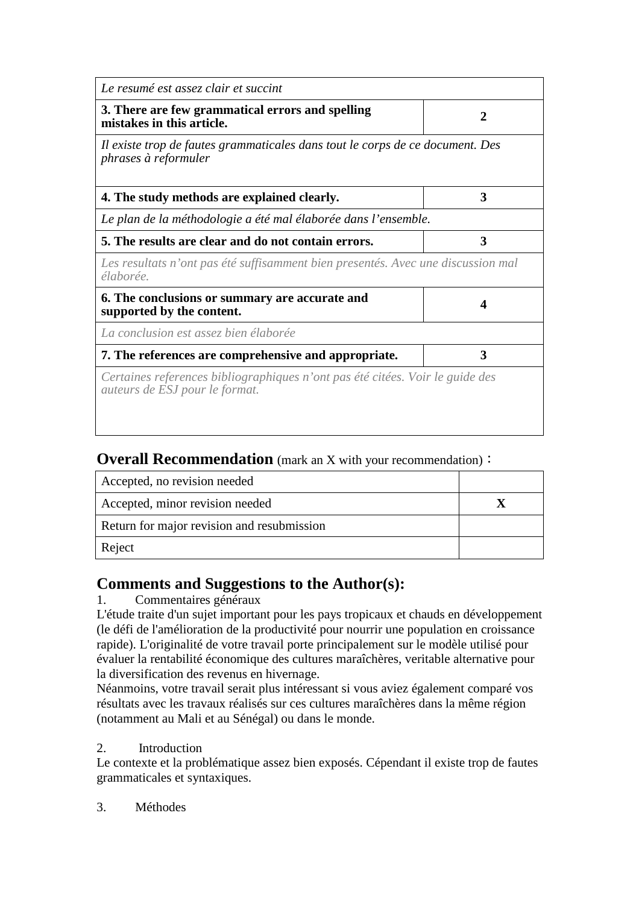| | |
|---|---|
| *Le resumé est assez clair et succint* | |
| **3. There are few grammatical errors and spelling mistakes in this article.** | **2** |
| *Il existe trop de fautes grammaticales dans tout le corps de ce document. Des phrases à reformuler* | |
| **4. The study methods are explained clearly.** | **3** |
| *Le plan de la méthodologie a été mal élaborée dans l'ensemble.* | |
| **5. The results are clear and do not contain errors.** | **3** |
| *Les resultats n'ont pas été suffisamment bien presentés. Avec une discussion mal élaborée.* | |
| **6. The conclusions or summary are accurate and supported by the content.** | **4** |
| *La conclusion est assez bien élaborée* | |
| **7. The references are comprehensive and appropriate.** | **3** |
| *Certaines references bibliographiques n'ont pas été citées. Voir le guide des auteurs de ESJ pour le format.* | |

## **Overall Recommendation** (mark an X with your recommendation)：

| | |
|---|---|
| Accepted, no revision needed | |
| Accepted, minor revision needed | **X** |
| Return for major revision and resubmission | |
| Reject | |

## Comments and Suggestions to the Author(s):

1. Commentaires généraux

L'étude traite d'un sujet important pour les pays tropicaux et chauds en développement (le défi de l'amélioration de la productivité pour nourrir une population en croissance rapide). L'originalité de votre travail porte principalement sur le modèle utilisé pour évaluer la rentabilité économique des cultures maraîchères, veritable alternative pour la diversification des revenus en hivernage.

Néanmoins, votre travail serait plus intéressant si vous aviez également comparé vos résultats avec les travaux réalisés sur ces cultures maraîchères dans la même région (notamment au Mali et au Sénégal) ou dans le monde.

2. Introduction

Le contexte et la problématique assez bien exposés. Cépendant il existe trop de fautes grammaticales et syntaxiques.

3. Méthodes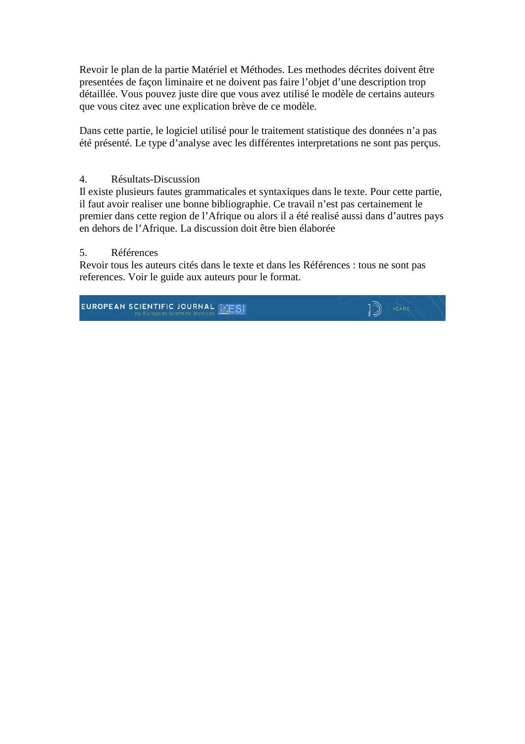Revoir le plan de la partie Matériel et Méthodes. Les methodes décrites doivent être presentées de façon liminaire et ne doivent pas faire l'objet d'une description trop détaillée. Vous pouvez juste dire que vous avez utilisé le modèle de certains auteurs que vous citez avec une explication brève de ce modèle.

Dans cette partie, le logiciel utilisé pour le traitement statistique des données n'a pas été présenté. Le type d'analyse avec les différentes interpretations ne sont pas perçus.

4. Résultats-Discussion

Il existe plusieurs fautes grammaticales et syntaxiques dans le texte. Pour cette partie, il faut avoir realiser une bonne bibliographie. Ce travail n'est pas certainement le premier dans cette region de l'Afrique ou alors il a été realisé aussi dans d'autres pays en dehors de l'Afrique. La discussion doit être bien élaborée

5. Références

Revoir tous les auteurs cités dans le texte et dans les Références : tous ne sont pas references. Voir le guide aux auteurs pour le format.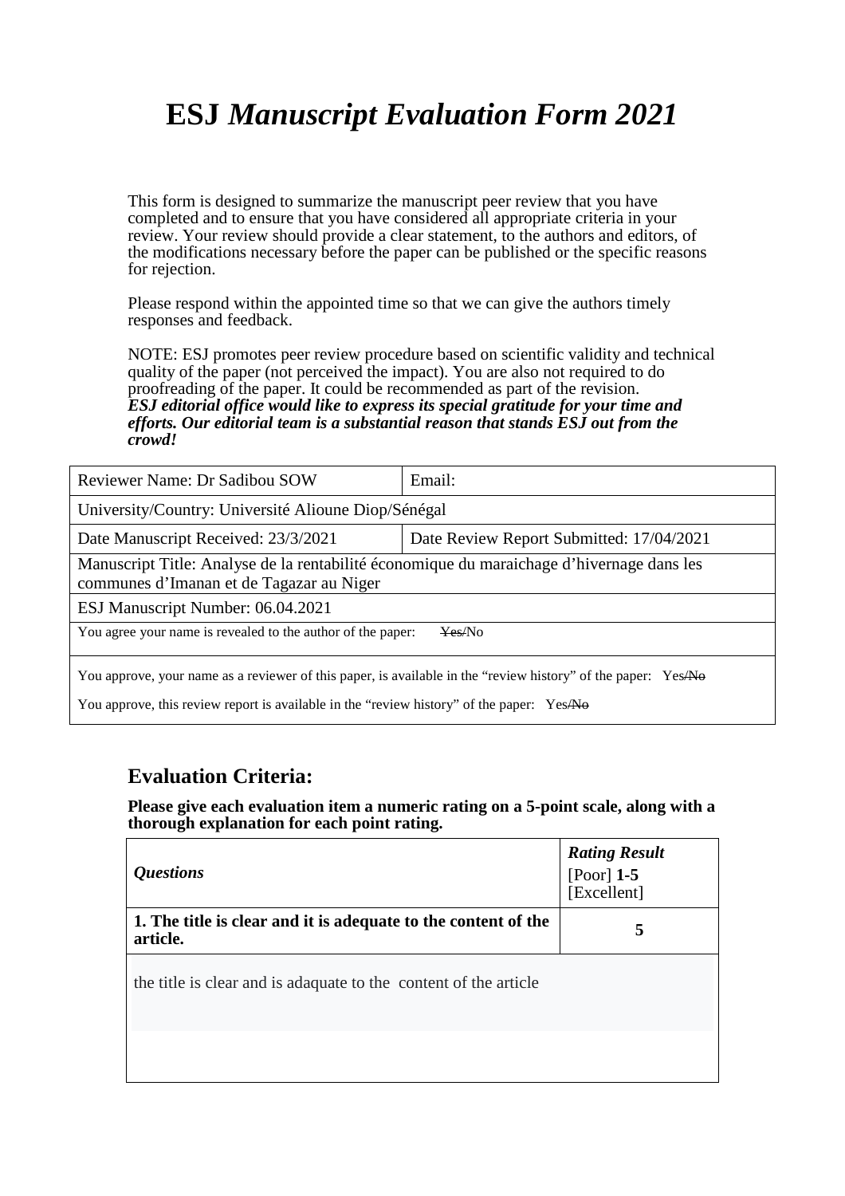# ESJ *Manuscript Evaluation Form 2021*

This form is designed to summarize the manuscript peer review that you have completed and to ensure that you have considered all appropriate criteria in your review. Your review should provide a clear statement, to the authors and editors, of the modifications necessary before the paper can be published or the specific reasons for rejection.

Please respond within the appointed time so that we can give the authors timely responses and feedback.

NOTE: ESJ promotes peer review procedure based on scientific validity and technical quality of the paper (not perceived the impact). You are also not required to do proofreading of the paper. It could be recommended as part of the revision.
***ESJ editorial office would like to express its special gratitude for your time and efforts. Our editorial team is a substantial reason that stands ESJ out from the crowd!***

| Reviewer Name: Dr Sadibou SOW | Email: |
|---|---|
| University/Country: Université Alioune Diop/Sénégal | |
| Date Manuscript Received: 23/3/2021 | Date Review Report Submitted: 17/04/2021 |
| Manuscript Title: Analyse de la rentabilité économique du maraichage d'hivernage dans les communes d'Imanan et de Tagazar au Niger | |
| ESJ Manuscript Number: 06.04.2021 | |
| You agree your name is revealed to the author of the paper: ~~Yes~~/No | |
| You approve, your name as a reviewer of this paper, is available in the "review history" of the paper: Yes/~~No~~<br>You approve, this review report is available in the "review history" of the paper: Yes/~~No~~ | |

## Evaluation Criteria:

**Please give each evaluation item a numeric rating on a 5-point scale, along with a thorough explanation for each point rating.**

| *Questions* | ***Rating Result*** [Poor] **1-5** [Excellent] |
|---|---|
| **1. The title is clear and it is adequate to the content of the article.** | **5** |
| the title is clear and is adaquate to the content of the article | |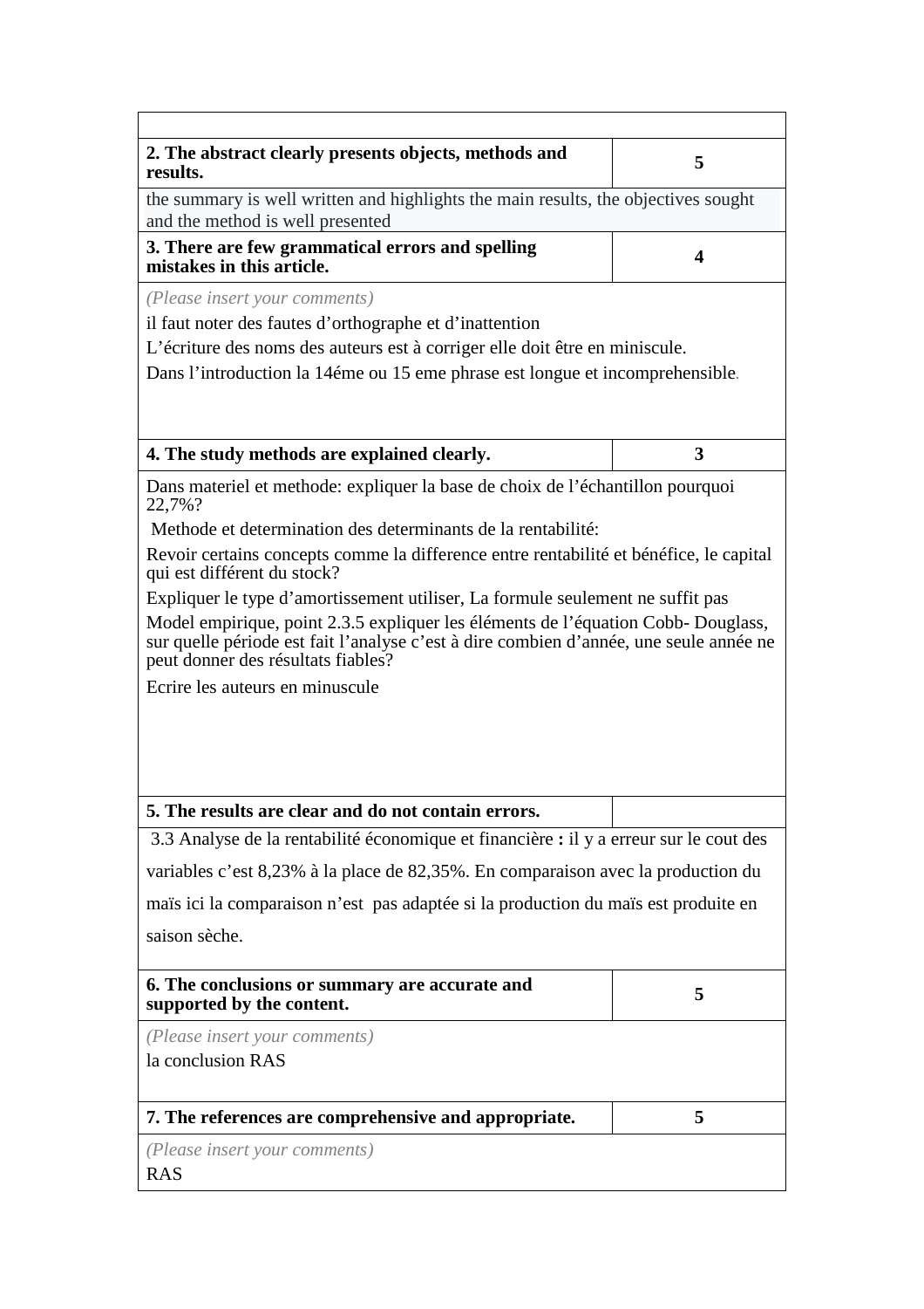| | |
|---|---|
| **2. The abstract clearly presents objects, methods and results.** | **5** |
| the summary is well written and highlights the main results, the objectives sought and the method is well presented | |
| **3. There are few grammatical errors and spelling mistakes in this article.** | **4** |
| *(Please insert your comments)*<br>il faut noter des fautes d'orthographe et d'inattention<br>L'écriture des noms des auteurs est à corriger elle doit être en miniscule.<br>Dans l'introduction la 14éme ou 15 eme phrase est longue et incomprehensible. | |
| **4. The study methods are explained clearly.** | **3** |
| Dans materiel et methode: expliquer la base de choix de l'échantillon pourquoi 22,7%?<br>Methode et determination des determinants de la rentabilité:<br>Revoir certains concepts comme la difference entre rentabilité et bénéfice, le capital qui est différent du stock?<br>Expliquer le type d'amortissement utiliser, La formule seulement ne suffit pas<br>Model empirique, point 2.3.5 expliquer les éléments de l'équation Cobb- Douglass, sur quelle période est fait l'analyse c'est à dire combien d'année, une seule année ne peut donner des résultats fiables?<br>Ecrire les auteurs en minuscule | |
| **5. The results are clear and do not contain errors.** | |
| 3.3 Analyse de la rentabilité économique et financière **:** il y a erreur sur le cout des variables c'est 8,23% à la place de 82,35%. En comparaison avec la production du maïs ici la comparaison n'est pas adaptée si la production du maïs est produite en saison sèche. | |
| **6. The conclusions or summary are accurate and supported by the content.** | **5** |
| *(Please insert your comments)*<br>la conclusion RAS | |
| **7. The references are comprehensive and appropriate.** | **5** |
| *(Please insert your comments)*<br>RAS | |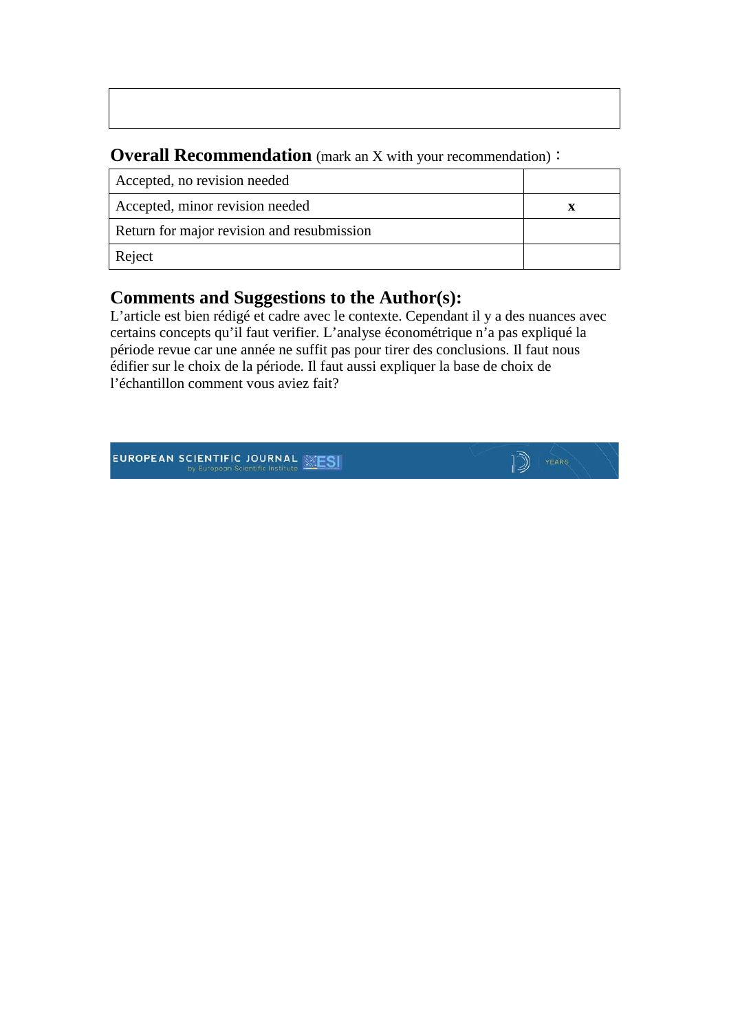**Overall Recommendation** (mark an X with your recommendation)：

| Accepted, no revision needed | |
|---|---|
| Accepted, minor revision needed | x |
| Return for major revision and resubmission | |
| Reject | |

## Comments and Suggestions to the Author(s):

L'article est bien rédigé et cadre avec le contexte. Cependant il y a des nuances avec certains concepts qu'il faut verifier. L'analyse économétrique n'a pas expliqué la période revue car une année ne suffit pas pour tirer des conclusions. Il faut nous édifier sur le choix de la période. Il faut aussi expliquer la base de choix de l'échantillon comment vous aviez fait?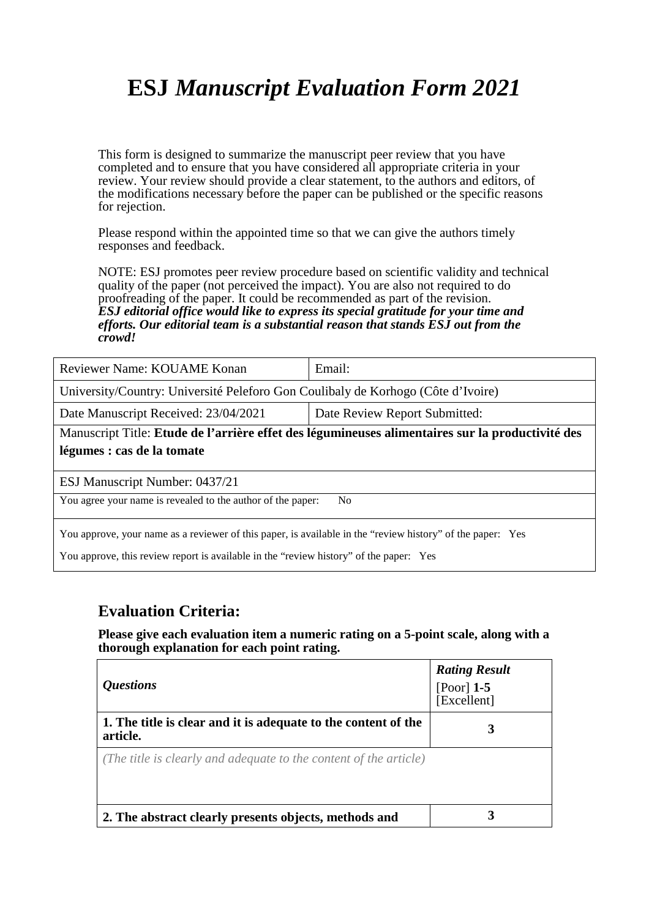# ESJ *Manuscript Evaluation Form 2021*

This form is designed to summarize the manuscript peer review that you have completed and to ensure that you have considered all appropriate criteria in your review. Your review should provide a clear statement, to the authors and editors, of the modifications necessary before the paper can be published or the specific reasons for rejection.

Please respond within the appointed time so that we can give the authors timely responses and feedback.

NOTE: ESJ promotes peer review procedure based on scientific validity and technical quality of the paper (not perceived the impact). You are also not required to do proofreading of the paper. It could be recommended as part of the revision.
***ESJ editorial office would like to express its special gratitude for your time and efforts. Our editorial team is a substantial reason that stands ESJ out from the crowd!***

| Reviewer Name: KOUAME Konan | Email: |
|---|---|
| University/Country: Université Peleforo Gon Coulibaly de Korhogo (Côte d'Ivoire) | |
| Date Manuscript Received: 23/04/2021 | Date Review Report Submitted: |
| Manuscript Title: **Etude de l'arrière effet des légumineuses alimentaires sur la productivité des légumes : cas de la tomate** | |
| ESJ Manuscript Number: 0437/21 | |
| You agree your name is revealed to the author of the paper: No | |
| You approve, your name as a reviewer of this paper, is available in the "review history" of the paper: Yes<br>You approve, this review report is available in the "review history" of the paper: Yes | |

## Evaluation Criteria:

**Please give each evaluation item a numeric rating on a 5-point scale, along with a thorough explanation for each point rating.**

| *Questions* | ***Rating Result*** [Poor] **1-5** [Excellent] |
|---|---|
| **1. The title is clear and it is adequate to the content of the article.** | **3** |
| *(The title is clearly and adequate to the content of the article)* | |
| **2. The abstract clearly presents objects, methods and** | **3** |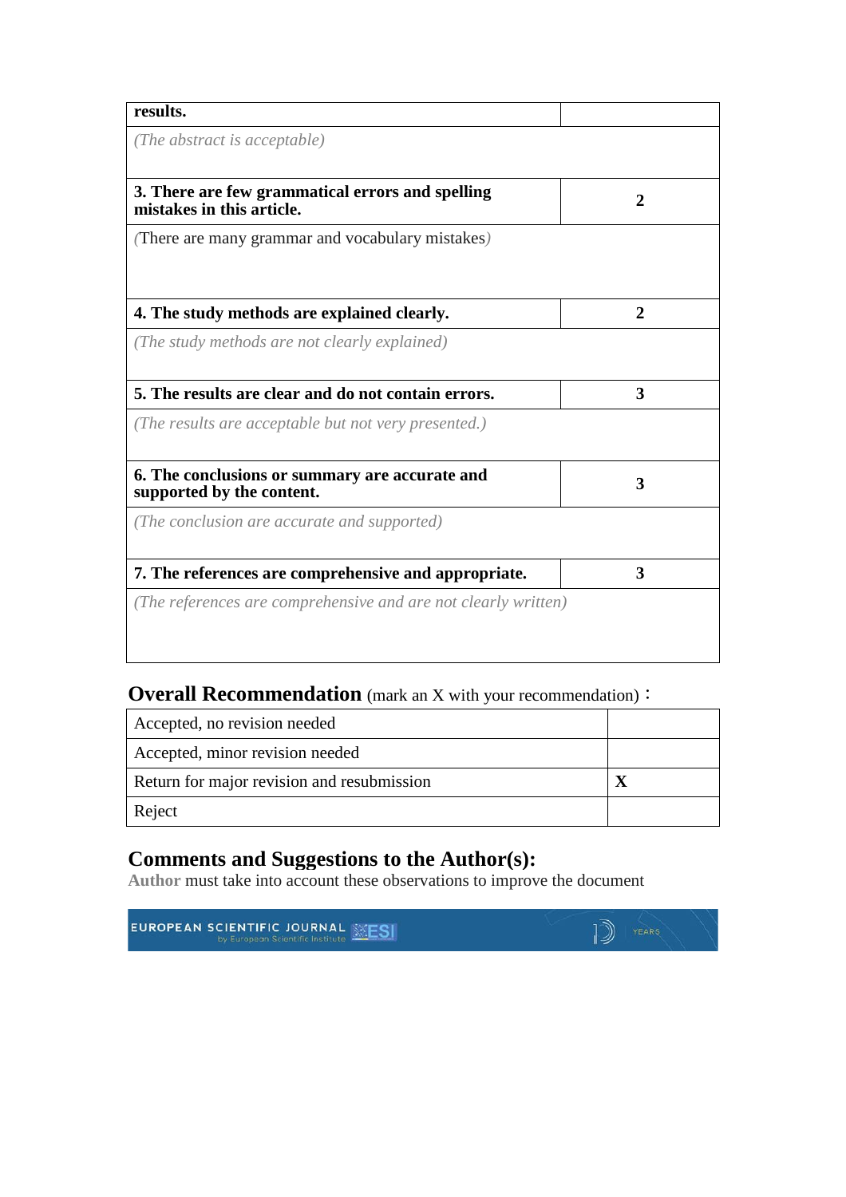| **results.** | |
|---|---|
| *(The abstract is acceptable)* | |
| **3. There are few grammatical errors and spelling mistakes in this article.** | **2** |
| (There are many grammar and vocabulary mistakes) | |
| **4. The study methods are explained clearly.** | **2** |
| *(The study methods are not clearly explained)* | |
| **5. The results are clear and do not contain errors.** | **3** |
| *(The results are acceptable but not very presented.)* | |
| **6. The conclusions or summary are accurate and supported by the content.** | **3** |
| *(The conclusion are accurate and supported)* | |
| **7. The references are comprehensive and appropriate.** | **3** |
| *(The references are comprehensive and are not clearly written)* | |

## Overall Recommendation (mark an X with your recommendation)：

| Accepted, no revision needed | |
|---|---|
| Accepted, minor revision needed | |
| Return for major revision and resubmission | **X** |
| Reject | |

## Comments and Suggestions to the Author(s):

Author must take into account these observations to improve the document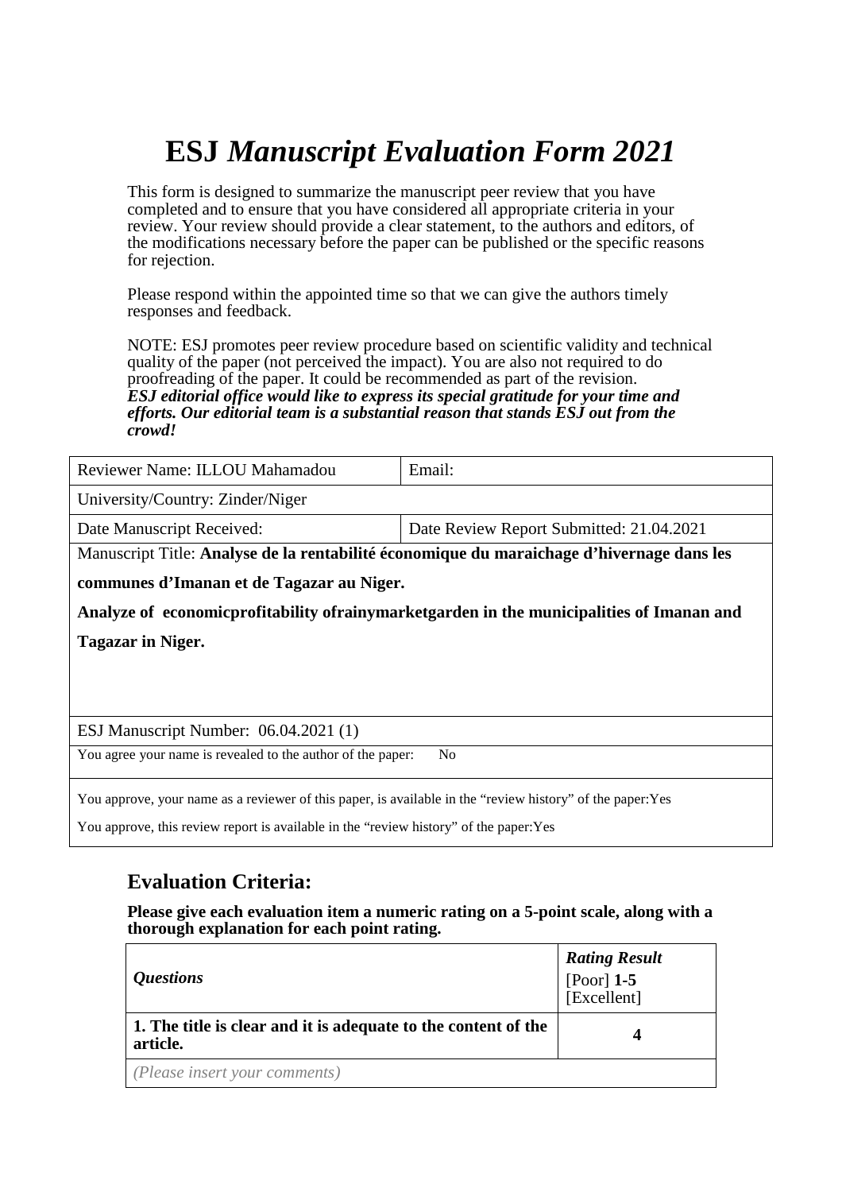# ESJ *Manuscript Evaluation Form 2021*

This form is designed to summarize the manuscript peer review that you have completed and to ensure that you have considered all appropriate criteria in your review. Your review should provide a clear statement, to the authors and editors, of the modifications necessary before the paper can be published or the specific reasons for rejection.

Please respond within the appointed time so that we can give the authors timely responses and feedback.

NOTE: ESJ promotes peer review procedure based on scientific validity and technical quality of the paper (not perceived the impact). You are also not required to do proofreading of the paper. It could be recommended as part of the revision.
***ESJ editorial office would like to express its special gratitude for your time and efforts. Our editorial team is a substantial reason that stands ESJ out from the crowd!***

| Reviewer Name: ILLOU Mahamadou | Email: |
|---|---|
| University/Country: Zinder/Niger | |
| Date Manuscript Received: | Date Review Report Submitted: 21.04.2021 |
| Manuscript Title: **Analyse de la rentabilité économique du maraichage d'hivernage dans les communes d'Imanan et de Tagazar au Niger. Analyze of economicprofitability ofrainymarketgarden in the municipalities of Imanan and Tagazar in Niger.** | |
| ESJ Manuscript Number: 06.04.2021 (1) | |
| You agree your name is revealed to the author of the paper: No | |
| You approve, your name as a reviewer of this paper, is available in the "review history" of the paper:Yes<br>You approve, this review report is available in the "review history" of the paper:Yes | |

## Evaluation Criteria:

**Please give each evaluation item a numeric rating on a 5-point scale, along with a thorough explanation for each point rating.**

| *Questions* | ***Rating Result*** [Poor] **1-5** [Excellent] |
|---|---|
| **1. The title is clear and it is adequate to the content of the article.** | **4** |
| *(Please insert your comments)* | |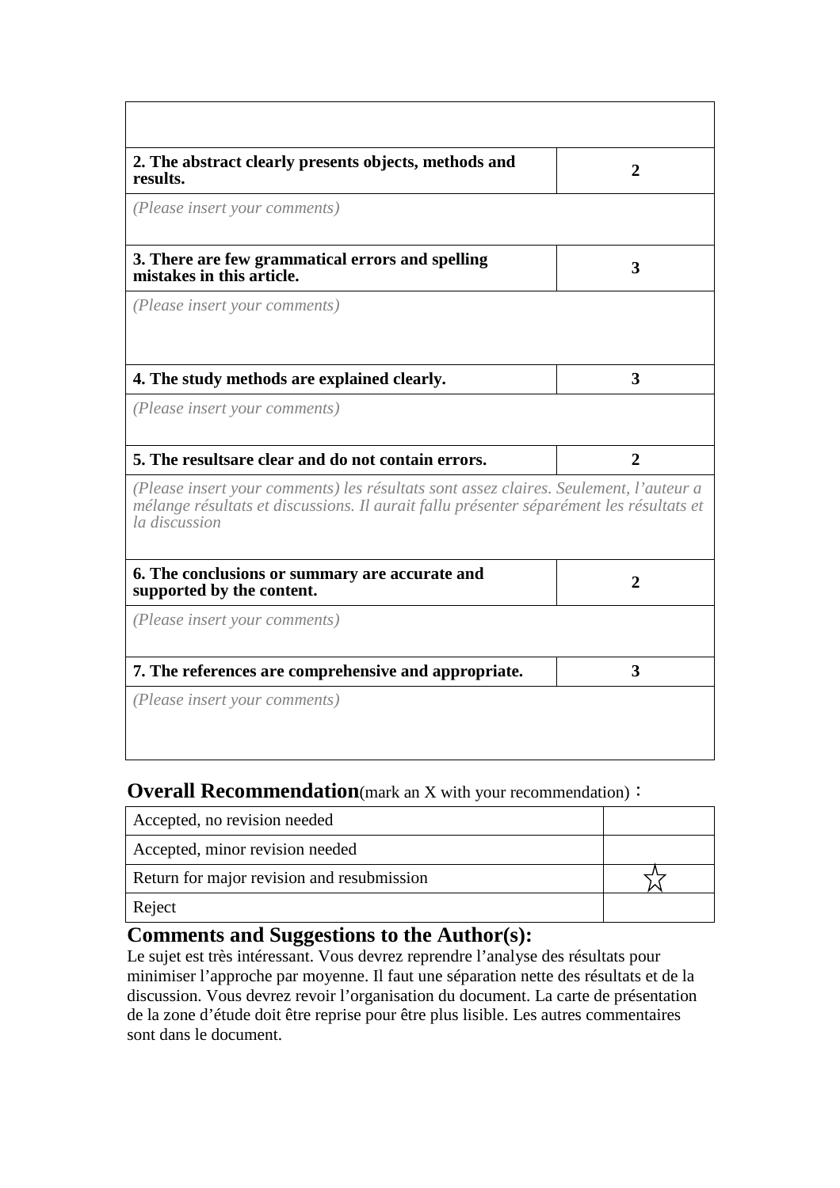| | |
|---|---|
| | |
| **2. The abstract clearly presents objects, methods and results.** | **2** |
| *(Please insert your comments)* | |
| **3. There are few grammatical errors and spelling mistakes in this article.** | **3** |
| *(Please insert your comments)* | |
| **4. The study methods are explained clearly.** | **3** |
| *(Please insert your comments)* | |
| **5. The resultsare clear and do not contain errors.** | **2** |
| *(Please insert your comments) les résultats sont assez claires. Seulement, l'auteur a mélange résultats et discussions. Il aurait fallu présenter séparément les résultats et la discussion* | |
| **6. The conclusions or summary are accurate and supported by the content.** | **2** |
| *(Please insert your comments)* | |
| **7. The references are comprehensive and appropriate.** | **3** |
| *(Please insert your comments)* | |

## Overall Recommendation(mark an X with your recommendation)：

| | |
|---|---|
| Accepted, no revision needed | |
| Accepted, minor revision needed | |
| Return for major revision and resubmission | ☆ |
| Reject | |

## Comments and Suggestions to the Author(s):

Le sujet est très intéressant. Vous devrez reprendre l'analyse des résultats pour minimiser l'approche par moyenne. Il faut une séparation nette des résultats et de la discussion. Vous devrez revoir l'organisation du document. La carte de présentation de la zone d'étude doit être reprise pour être plus lisible. Les autres commentaires sont dans le document.